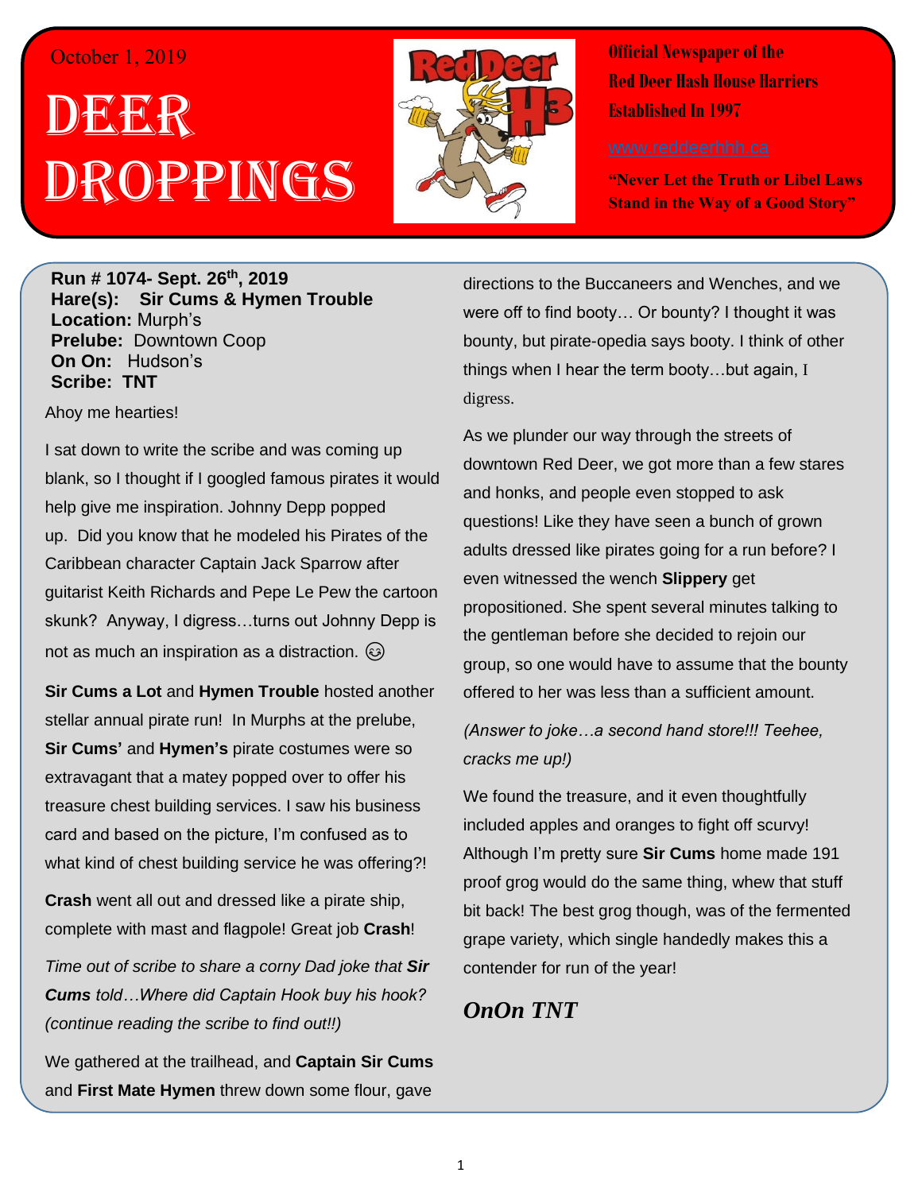October 1, 2019

# DEER DROPPINGS

**Official Newspaper of the Red Deer Hash House Harriers Established In 1997**

www.reddeerhhh.ca

**"Never Let the Truth or Libel Laws Stand in the Way of a Good Story"**

**Run # 1074- Sept. 26th, 2019**
**Hare(s): Sir Cums & Hymen Trouble**
**Location:** Murph's
**Prelude:** Downtown Coop
**On On:** Hudson's
**Scribe: TNT**

Ahoy me hearties!

I sat down to write the scribe and was coming up blank, so I thought if I googled famous pirates it would help give me inspiration. Johnny Depp popped up. Did you know that he modeled his Pirates of the Caribbean character Captain Jack Sparrow after guitarist Keith Richards and Pepe Le Pew the cartoon skunk? Anyway, I digress…turns out Johnny Depp is not as much an inspiration as a distraction. 😉

**Sir Cums a Lot** and **Hymen Trouble** hosted another stellar annual pirate run! In Murphs at the prelube, **Sir Cums'** and **Hymen's** pirate costumes were so extravagant that a matey popped over to offer his treasure chest building services. I saw his business card and based on the picture, I'm confused as to what kind of chest building service he was offering?!

**Crash** went all out and dressed like a pirate ship, complete with mast and flagpole! Great job **Crash**!

*Time out of scribe to share a corny Dad joke that **Sir Cums** told…Where did Captain Hook buy his hook? (continue reading the scribe to find out!!)*

We gathered at the trailhead, and **Captain Sir Cums** and **First Mate Hymen** threw down some flour, gave directions to the Buccaneers and Wenches, and we were off to find booty… Or bounty? I thought it was bounty, but pirate-opedia says booty. I think of other things when I hear the term booty…but again, I digress.

As we plunder our way through the streets of downtown Red Deer, we got more than a few stares and honks, and people even stopped to ask questions! Like they have seen a bunch of grown adults dressed like pirates going for a run before? I even witnessed the wench **Slippery** get propositioned. She spent several minutes talking to the gentleman before she decided to rejoin our group, so one would have to assume that the bounty offered to her was less than a sufficient amount.

*(Answer to joke…a second hand store!!! Teehee, cracks me up!)*

We found the treasure, and it even thoughtfully included apples and oranges to fight off scurvy! Although I'm pretty sure **Sir Cums** home made 191 proof grog would do the same thing, whew that stuff bit back! The best grog though, was of the fermented grape variety, which single handedly makes this a contender for run of the year!

***OnOn TNT***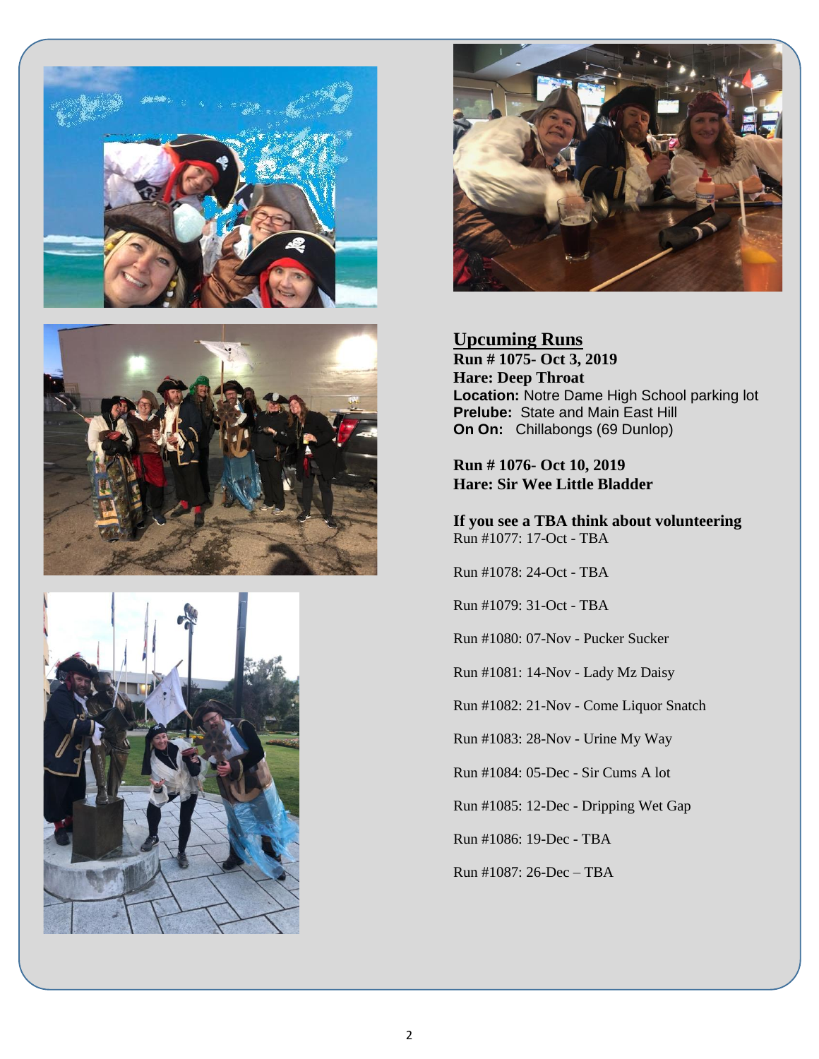## Upcuming Runs

**Run # 1075- Oct 3, 2019**
**Hare: Deep Throat**
**Location:** Notre Dame High School parking lot
**Prelube:** State and Main East Hill
**On On:** Chillabongs (69 Dunlop)

**Run # 1076- Oct 10, 2019**
**Hare: Sir Wee Little Bladder**

**If you see a TBA think about volunteering**
Run #1077: 17-Oct - TBA

Run #1078: 24-Oct - TBA

Run #1079: 31-Oct - TBA

Run #1080: 07-Nov - Pucker Sucker

Run #1081: 14-Nov - Lady Mz Daisy

Run #1082: 21-Nov - Come Liquor Snatch

Run #1083: 28-Nov - Urine My Way

Run #1084: 05-Dec - Sir Cums A lot

Run #1085: 12-Dec - Dripping Wet Gap

Run #1086: 19-Dec - TBA

Run #1087: 26-Dec – TBA